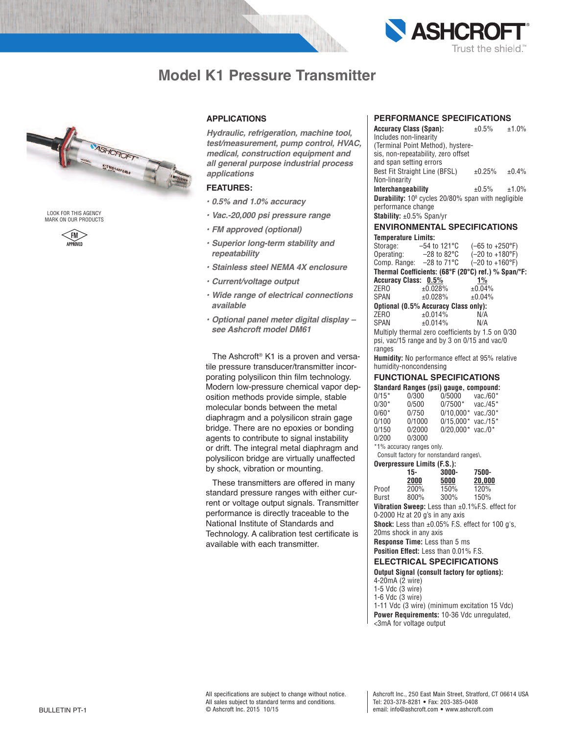# Model K1 Pressure Transmitter

LOOK FOR THIS AGENCY MARK ON OUR PRODUCTS

FM APPROVED

## APPLICATIONS

*Hydraulic, refrigeration, machine tool, test/measurement, pump control, HVAC, medical, construction equipment and all general purpose industrial process applications*

## FEATURES:

- *0.5% and 1.0% accuracy*
- *Vac.-20,000 psi pressure range*
- *FM approved (optional)*
- *Superior long-term stability and repeatability*
- *Stainless steel NEMA 4X enclosure*
- *Current/voltage output*
- *Wide range of electrical connections available*
- *Optional panel meter digital display – see Ashcroft model DM61*

The Ashcroft® K1 is a proven and versatile pressure transducer/transmitter incorporating polysilicon thin film technology. Modern low-pressure chemical vapor deposition methods provide simple, stable molecular bonds between the metal diaphragm and a polysilicon strain gage bridge. There are no epoxies or bonding agents to contribute to signal instability or drift. The integral metal diaphragm and polysilicon bridge are virtually unaffected by shock, vibration or mounting.

These transmitters are offered in many standard pressure ranges with either current or voltage output signals. Transmitter performance is directly traceable to the National Institute of Standards and Technology. A calibration test certificate is available with each transmitter.

## PERFORMANCE SPECIFICATIONS

| | | |
|---|---|---|
| **Accuracy Class (Span):** Includes non-linearity (Terminal Point Method), hysteresis, non-repeatability, zero offset and span setting errors | ±0.5% | ±1.0% |
| Best Fit Straight Line (BFSL) Non-linearity | ±0.25% | ±0.4% |
| **Interchangeability** | ±0.5% | ±1.0% |

**Durability:** $10^8$ cycles 20/80% span with negligible performance change

**Stability:** ±0.5% Span/yr

## ENVIRONMENTAL SPECIFICATIONS

**Temperature Limits:**

| | | |
|---|---|---|
| Storage: | –54 to 121°C | (–65 to +250°F) |
| Operating: | –28 to 82°C | (–20 to +180°F) |
| Comp. Range: | –28 to 71°C | (–20 to +160°F) |

**Thermal Coefficients: (68°F (20°C) ref.) % Span/°F:**

| Accuracy Class: | 0.5% | 1% |
|---|---|---|
| ZERO | ±0.028% | ±0.04% |
| SPAN | ±0.028% | ±0.04% |
| **Optional (0.5% Accuracy Class only):** | | |
| ZERO | ±0.014% | N/A |
| SPAN | ±0.014% | N/A |

Multiply thermal zero coefficients by 1.5 on 0/30 psi, vac/15 range and by 3 on 0/15 and vac/0 ranges

**Humidity:** No performance effect at 95% relative humidity-noncondensing

## FUNCTIONAL SPECIFICATIONS

**Standard Ranges (psi) gauge, compound:**

| | | | |
|---|---|---|---|
| 0/15* | 0/300 | 0/5000 | vac./60* |
| 0/30* | 0/500 | 0/7500* | vac./45* |
| 0/60* | 0/750 | 0/10,000* | vac./30* |
| 0/100 | 0/1000 | 0/15,000* | vac./15* |
| 0/150 | 0/2000 | 0/20,000* | vac./0* |
| 0/200 | 0/3000 | | |

*1% accuracy ranges only.
Consult factory for nonstandard ranges.

**Overpressure Limits (F.S.):**

| | 15-2000 | 3000-5000 | 7500-20,000 |
|---|---|---|---|
| Proof | 200% | 150% | 120% |
| Burst | 800% | 300% | 150% |

**Vibration Sweep:** Less than ±0.1%F.S. effect for 0-2000 Hz at 20 g's in any axis

**Shock:** Less than ±0.05% F.S. effect for 100 g's, 20ms shock in any axis

**Response Time:** Less than 5 ms

**Position Effect:** Less than 0.01% F.S.

## ELECTRICAL SPECIFICATIONS

**Output Signal (consult factory for options):**
4-20mA (2 wire)
1-5 Vdc (3 wire)
1-6 Vdc (3 wire)
1-11 Vdc (3 wire) (minimum excitation 15 Vdc)

**Power Requirements:** 10-36 Vdc unregulated, <3mA for voltage output

BULLETIN PT-1

All specifications are subject to change without notice.
All sales subject to standard terms and conditions.
© Ashcroft Inc. 2015 10/15

Ashcroft Inc., 250 East Main Street, Stratford, CT 06614 USA
Tel: 203-378-8281 • Fax: 203-385-0408
email: info@ashcroft.com • www.ashcroft.com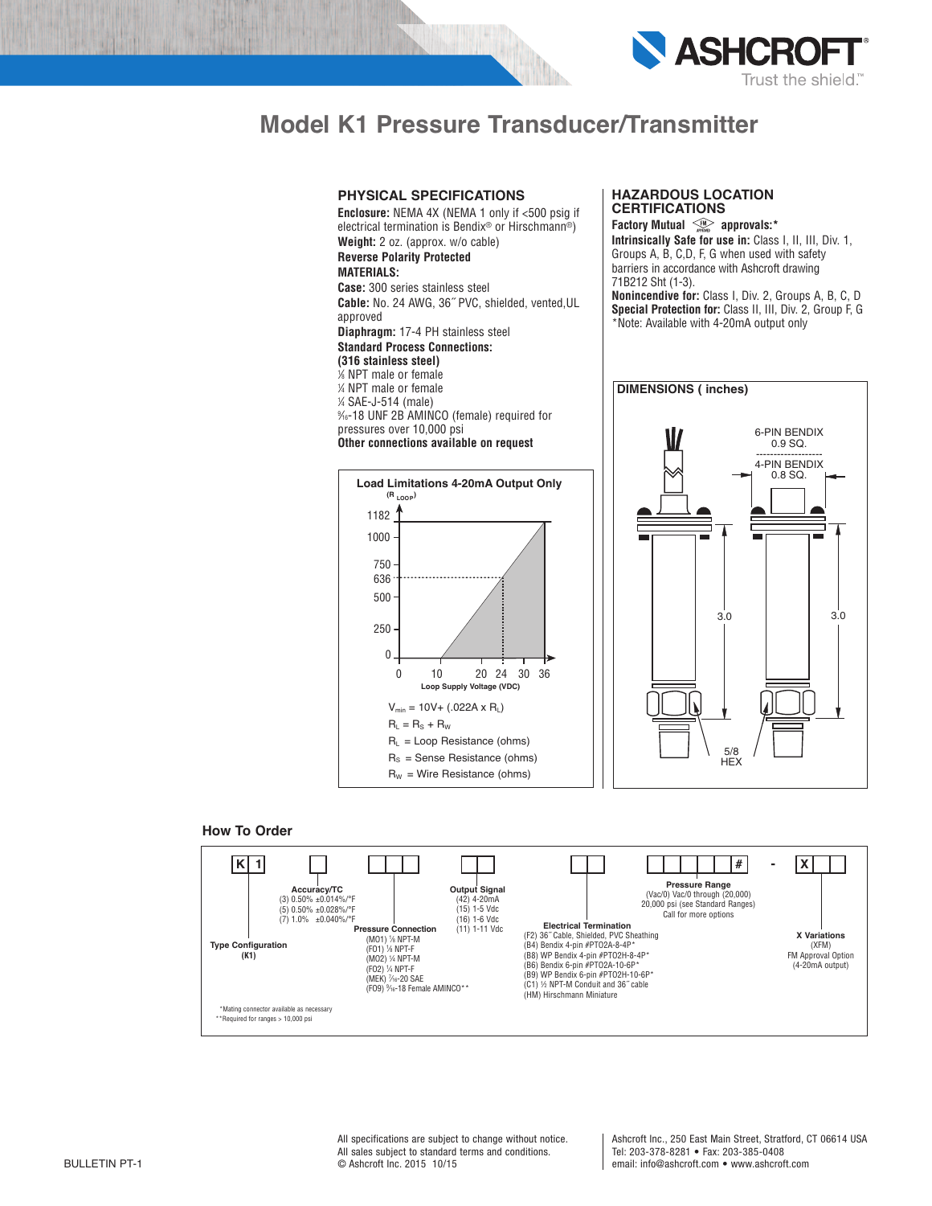# Model K1 Pressure Transducer/Transmitter

## PHYSICAL SPECIFICATIONS

**Enclosure:** NEMA 4X (NEMA 1 only if <500 psig if electrical termination is Bendix® or Hirschmann®)
**Weight:** 2 oz. (approx. w/o cable)
**Reverse Polarity Protected**

**MATERIALS:**
**Case:** 300 series stainless steel
**Cable:** No. 24 AWG, 36˝ PVC, shielded, vented,UL approved
**Diaphragm:** 17-4 PH stainless steel

**Standard Process Connections:**
**(316 stainless steel)**
⅛ NPT male or female
¼ NPT male or female
¼ SAE-J-514 (male)
⁹⁄₁₆-18 UNF 2B AMINCO (female) required for pressures over 10,000 psi
**Other connections available on request**

**Load Limitations 4-20mA Output Only**

(R LOOP)
1182
1000
750
636
500
250
0
0 10 20 24 30 36
Loop Supply Voltage (VDC)

$V_{min}$ = 10V+ (.022A x $R_L$)
$R_L$ = $R_S$ + $R_W$
$R_L$ = Loop Resistance (ohms)
$R_S$ = Sense Resistance (ohms)
$R_W$ = Wire Resistance (ohms)

## HAZARDOUS LOCATION CERTIFICATIONS

**Factory Mutual FM approvals:***
**Intrinsically Safe for use in:** Class I, II, III, Div. 1, Groups A, B, C,D, F, G when used with safety barriers in accordance with Ashcroft drawing 71B212 Sht (1-3).
**Nonincendive for:** Class I, Div. 2, Groups A, B, C, D
**Special Protection for:** Class II, III, Div. 2, Group F, G
*Note: Available with 4-20mA output only

**DIMENSIONS ( inches)**

6-PIN BENDIX
0.9 SQ.
4-PIN BENDIX
0.8 SQ.
3.0
3.0
5/8
HEX

## How To Order

K 1 ☐ ☐☐☐ ☐☐ ☐☐ ☐☐☐☐☐# - X☐☐

**Type Configuration**
(K1)

**Accuracy/TC**
(3) 0.50% ±0.014%/°F
(5) 0.50% ±0.028%/°F
(7) 1.0% ±0.040%/°F

**Pressure Connection**
(MO1) ⅛ NPT-M
(FO1) ⅛ NPT-F
(MO2) ¼ NPT-M
(FO2) ¼ NPT-F
(MEK) ⁷⁄₁₆-20 SAE
(FO9) ⁹⁄₁₆-18 Female AMINCO**

**Output Signal**
(42) 4-20mA
(15) 1-5 Vdc
(16) 1-6 Vdc
(11) 1-11 Vdc

**Electrical Termination**
(F2) 36˝ Cable, Shielded, PVC Sheathing
(B4) Bendix 4-pin #PTO2A-8-4P*
(B8) WP Bendix 4-pin #PTO2H-8-4P*
(B6) Bendix 6-pin #PTO2A-10-6P*
(B9) WP Bendix 6-pin #PTO2H-10-6P*
(C1) ½ NPT-M Conduit and 36˝ cable
(HM) Hirschmann Miniature

**Pressure Range**
(Vac/0) Vac/0 through (20,000)
20,000 psi (see Standard Ranges)
Call for more options

**X Variations**
(XFM)
FM Approval Option
(4-20mA output)

*Mating connector available as necessary
**Required for ranges > 10,000 psi

All specifications are subject to change without notice.
All sales subject to standard terms and conditions.
© Ashcroft Inc. 2015 10/15

Ashcroft Inc., 250 East Main Street, Stratford, CT 06614 USA
Tel: 203-378-8281 • Fax: 203-385-0408
email: info@ashcroft.com • www.ashcroft.com

BULLETIN PT-1